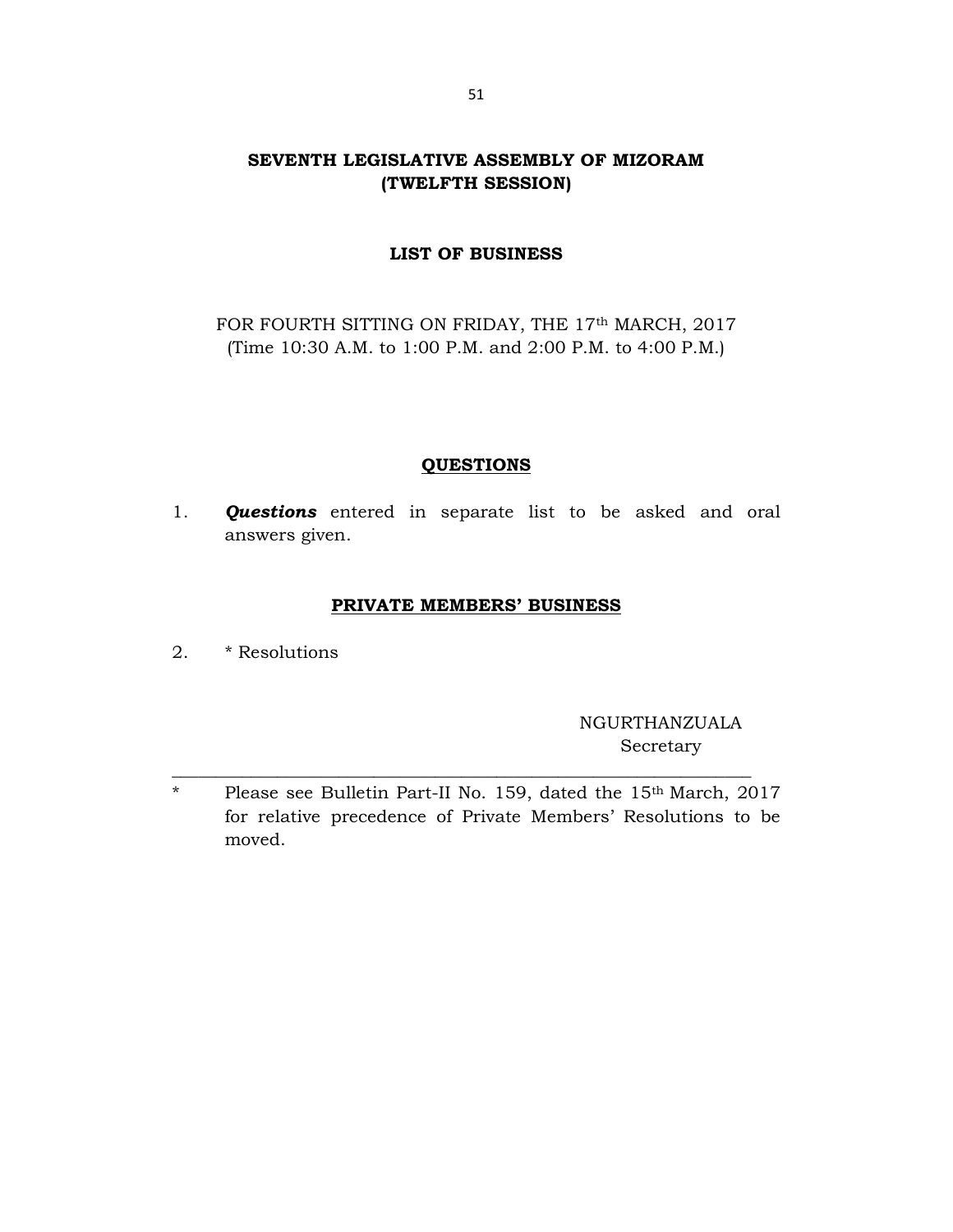# SEVENTH LEGISLATIVE ASSEMBLY OF MIZORAM
## (TWELFTH SESSION)

### LIST OF BUSINESS

FOR FOURTH SITTING ON FRIDAY, THE 17th MARCH, 2017
(Time 10:30 A.M. to 1:00 P.M. and 2:00 P.M. to 4:00 P.M.)

### QUESTIONS

1. ***Questions*** entered in separate list to be asked and oral answers given.

### PRIVATE MEMBERS' BUSINESS

2. * Resolutions

NGURTHANZUALA
Secretary

---

* Please see Bulletin Part-II No. 159, dated the 15th March, 2017 for relative precedence of Private Members' Resolutions to be moved.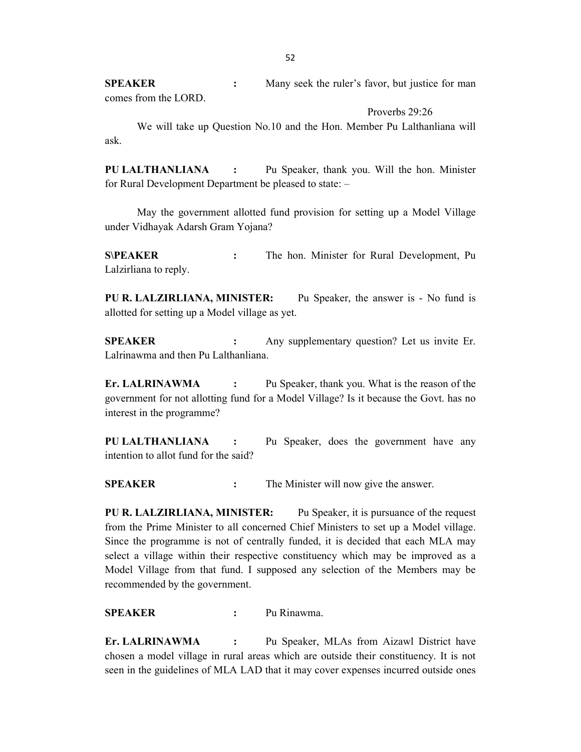**SPEAKER** : Many seek the ruler's favor, but justice for man comes from the LORD.

Proverbs 29:26

We will take up Question No.10 and the Hon. Member Pu Lalthanliana will ask.

**PU LALTHANLIANA** : Pu Speaker, thank you. Will the hon. Minister for Rural Development Department be pleased to state: –

May the government allotted fund provision for setting up a Model Village under Vidhayak Adarsh Gram Yojana?

**S\PEAKER** : The hon. Minister for Rural Development, Pu Lalzirliana to reply.

**PU R. LALZIRLIANA, MINISTER:** Pu Speaker, the answer is - No fund is allotted for setting up a Model village as yet.

**SPEAKER** : Any supplementary question? Let us invite Er. Lalrinawma and then Pu Lalthanliana.

**Er. LALRINAWMA** : Pu Speaker, thank you. What is the reason of the government for not allotting fund for a Model Village? Is it because the Govt. has no interest in the programme?

**PU LALTHANLIANA** : Pu Speaker, does the government have any intention to allot fund for the said?

**SPEAKER** : The Minister will now give the answer.

**PU R. LALZIRLIANA, MINISTER:** Pu Speaker, it is pursuance of the request from the Prime Minister to all concerned Chief Ministers to set up a Model village. Since the programme is not of centrally funded, it is decided that each MLA may select a village within their respective constituency which may be improved as a Model Village from that fund. I supposed any selection of the Members may be recommended by the government.

**SPEAKER** : Pu Rinawma.

**Er. LALRINAWMA** : Pu Speaker, MLAs from Aizawl District have chosen a model village in rural areas which are outside their constituency. It is not seen in the guidelines of MLA LAD that it may cover expenses incurred outside ones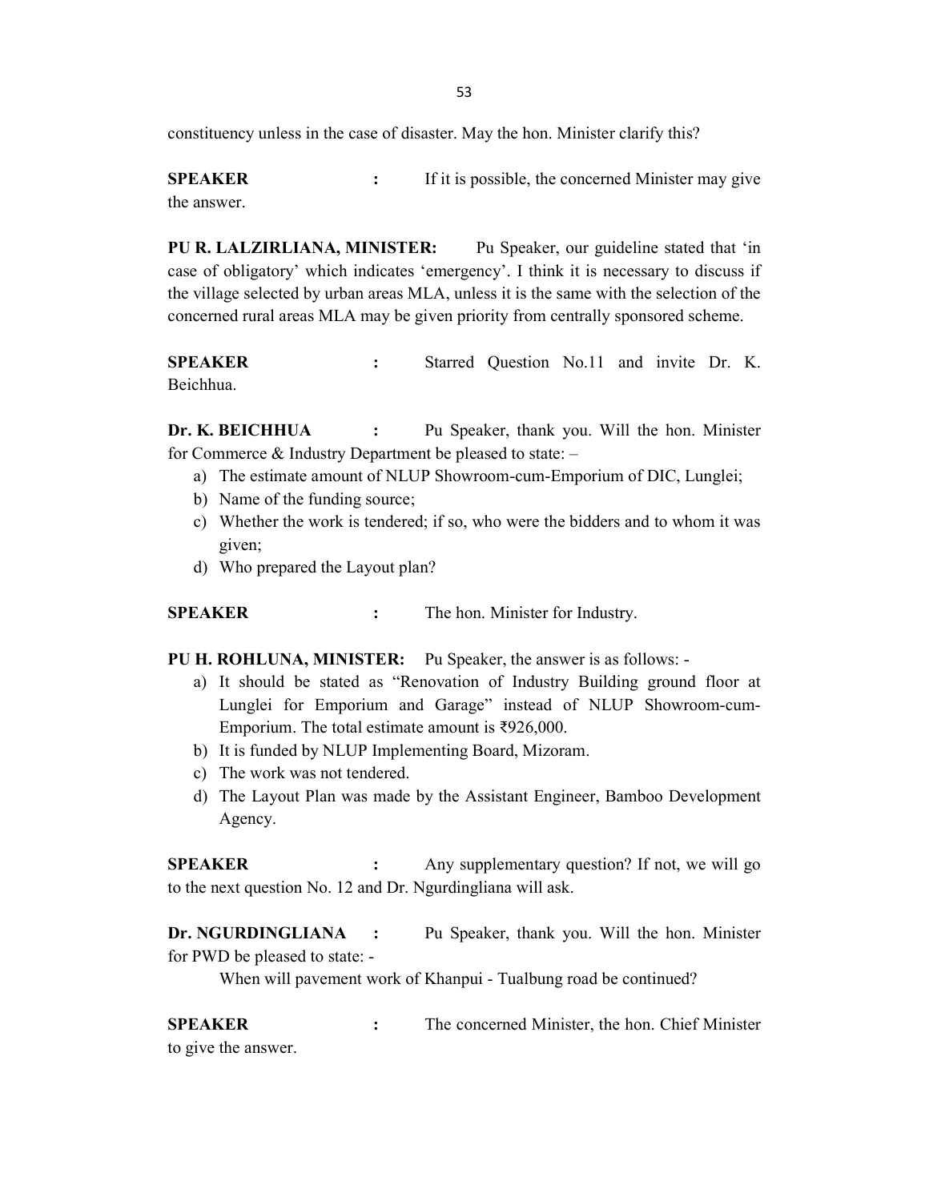constituency unless in the case of disaster. May the hon. Minister clarify this?

**SPEAKER** : If it is possible, the concerned Minister may give the answer.

**PU R. LALZIRLIANA, MINISTER:** Pu Speaker, our guideline stated that 'in case of obligatory' which indicates 'emergency'. I think it is necessary to discuss if the village selected by urban areas MLA, unless it is the same with the selection of the concerned rural areas MLA may be given priority from centrally sponsored scheme.

**SPEAKER** : Starred Question No.11 and invite Dr. K. Beichhua.

**Dr. K. BEICHHUA** : Pu Speaker, thank you. Will the hon. Minister for Commerce & Industry Department be pleased to state: –

a) The estimate amount of NLUP Showroom-cum-Emporium of DIC, Lunglei;
b) Name of the funding source;
c) Whether the work is tendered; if so, who were the bidders and to whom it was given;
d) Who prepared the Layout plan?

**SPEAKER** : The hon. Minister for Industry.

**PU H. ROHLUNA, MINISTER:** Pu Speaker, the answer is as follows: -

a) It should be stated as "Renovation of Industry Building ground floor at Lunglei for Emporium and Garage" instead of NLUP Showroom-cum-Emporium. The total estimate amount is ₹926,000.
b) It is funded by NLUP Implementing Board, Mizoram.
c) The work was not tendered.
d) The Layout Plan was made by the Assistant Engineer, Bamboo Development Agency.

**SPEAKER** : Any supplementary question? If not, we will go to the next question No. 12 and Dr. Ngurdingliana will ask.

**Dr. NGURDINGLIANA** : Pu Speaker, thank you. Will the hon. Minister for PWD be pleased to state: -

When will pavement work of Khanpui - Tualbung road be continued?

**SPEAKER** : The concerned Minister, the hon. Chief Minister to give the answer.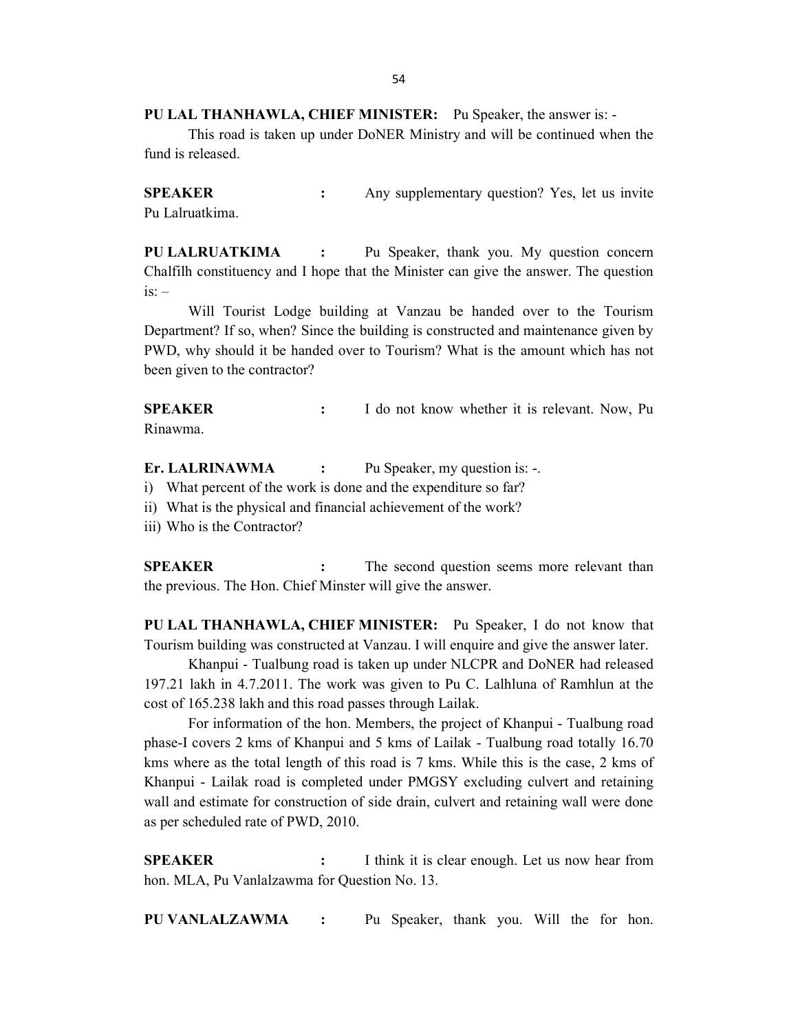**PU LAL THANHAWLA, CHIEF MINISTER:** Pu Speaker, the answer is: -

This road is taken up under DoNER Ministry and will be continued when the fund is released.

**SPEAKER :** Any supplementary question? Yes, let us invite Pu Lalruatkima.

**PU LALRUATKIMA :** Pu Speaker, thank you. My question concern Chalfilh constituency and I hope that the Minister can give the answer. The question is: –

Will Tourist Lodge building at Vanzau be handed over to the Tourism Department? If so, when? Since the building is constructed and maintenance given by PWD, why should it be handed over to Tourism? What is the amount which has not been given to the contractor?

**SPEAKER :** I do not know whether it is relevant. Now, Pu Rinawma.

**Er. LALRINAWMA :** Pu Speaker, my question is: -.

i) What percent of the work is done and the expenditure so far?
ii) What is the physical and financial achievement of the work?
iii) Who is the Contractor?

**SPEAKER :** The second question seems more relevant than the previous. The Hon. Chief Minster will give the answer.

**PU LAL THANHAWLA, CHIEF MINISTER:** Pu Speaker, I do not know that Tourism building was constructed at Vanzau. I will enquire and give the answer later.

Khanpui - Tualbung road is taken up under NLCPR and DoNER had released 197.21 lakh in 4.7.2011. The work was given to Pu C. Lalhluna of Ramhlun at the cost of 165.238 lakh and this road passes through Lailak.

For information of the hon. Members, the project of Khanpui - Tualbung road phase-I covers 2 kms of Khanpui and 5 kms of Lailak - Tualbung road totally 16.70 kms where as the total length of this road is 7 kms. While this is the case, 2 kms of Khanpui - Lailak road is completed under PMGSY excluding culvert and retaining wall and estimate for construction of side drain, culvert and retaining wall were done as per scheduled rate of PWD, 2010.

**SPEAKER :** I think it is clear enough. Let us now hear from hon. MLA, Pu Vanlalzawma for Question No. 13.

**PU VANLALZAWMA :** Pu Speaker, thank you. Will the for hon.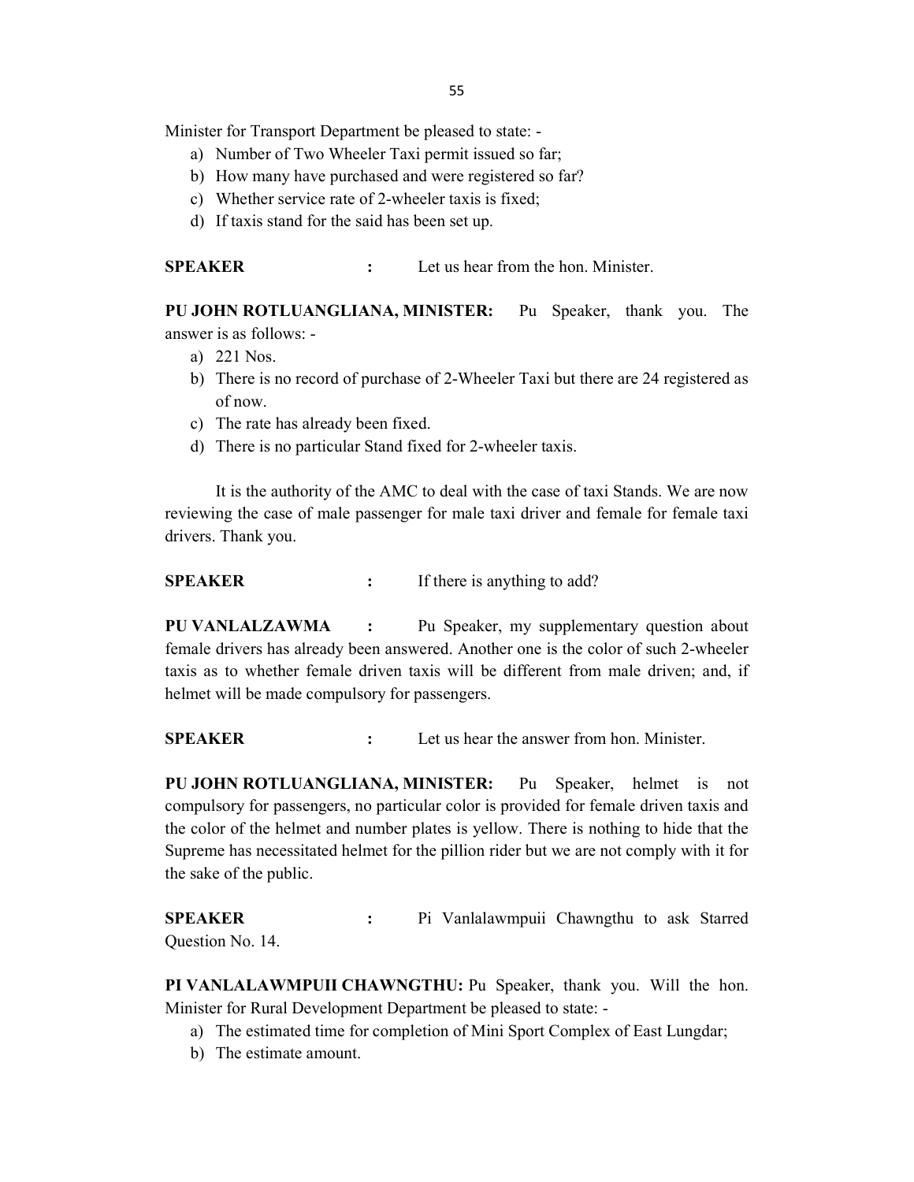Minister for Transport Department be pleased to state: -

a) Number of Two Wheeler Taxi permit issued so far;
b) How many have purchased and were registered so far?
c) Whether service rate of 2-wheeler taxis is fixed;
d) If taxis stand for the said has been set up.

**SPEAKER** : Let us hear from the hon. Minister.

**PU JOHN ROTLUANGLIANA, MINISTER:** Pu Speaker, thank you. The answer is as follows: -

a) 221 Nos.
b) There is no record of purchase of 2-Wheeler Taxi but there are 24 registered as of now.
c) The rate has already been fixed.
d) There is no particular Stand fixed for 2-wheeler taxis.

It is the authority of the AMC to deal with the case of taxi Stands. We are now reviewing the case of male passenger for male taxi driver and female for female taxi drivers. Thank you.

**SPEAKER** : If there is anything to add?

**PU VANLALZAWMA** : Pu Speaker, my supplementary question about female drivers has already been answered. Another one is the color of such 2-wheeler taxis as to whether female driven taxis will be different from male driven; and, if helmet will be made compulsory for passengers.

**SPEAKER** : Let us hear the answer from hon. Minister.

**PU JOHN ROTLUANGLIANA, MINISTER:** Pu Speaker, helmet is not compulsory for passengers, no particular color is provided for female driven taxis and the color of the helmet and number plates is yellow. There is nothing to hide that the Supreme has necessitated helmet for the pillion rider but we are not comply with it for the sake of the public.

**SPEAKER** : Pi Vanlalawmpuii Chawngthu to ask Starred Question No. 14.

**PI VANLALAWMPUII CHAWNGTHU:** Pu Speaker, thank you. Will the hon. Minister for Rural Development Department be pleased to state: -

a) The estimated time for completion of Mini Sport Complex of East Lungdar;
b) The estimate amount.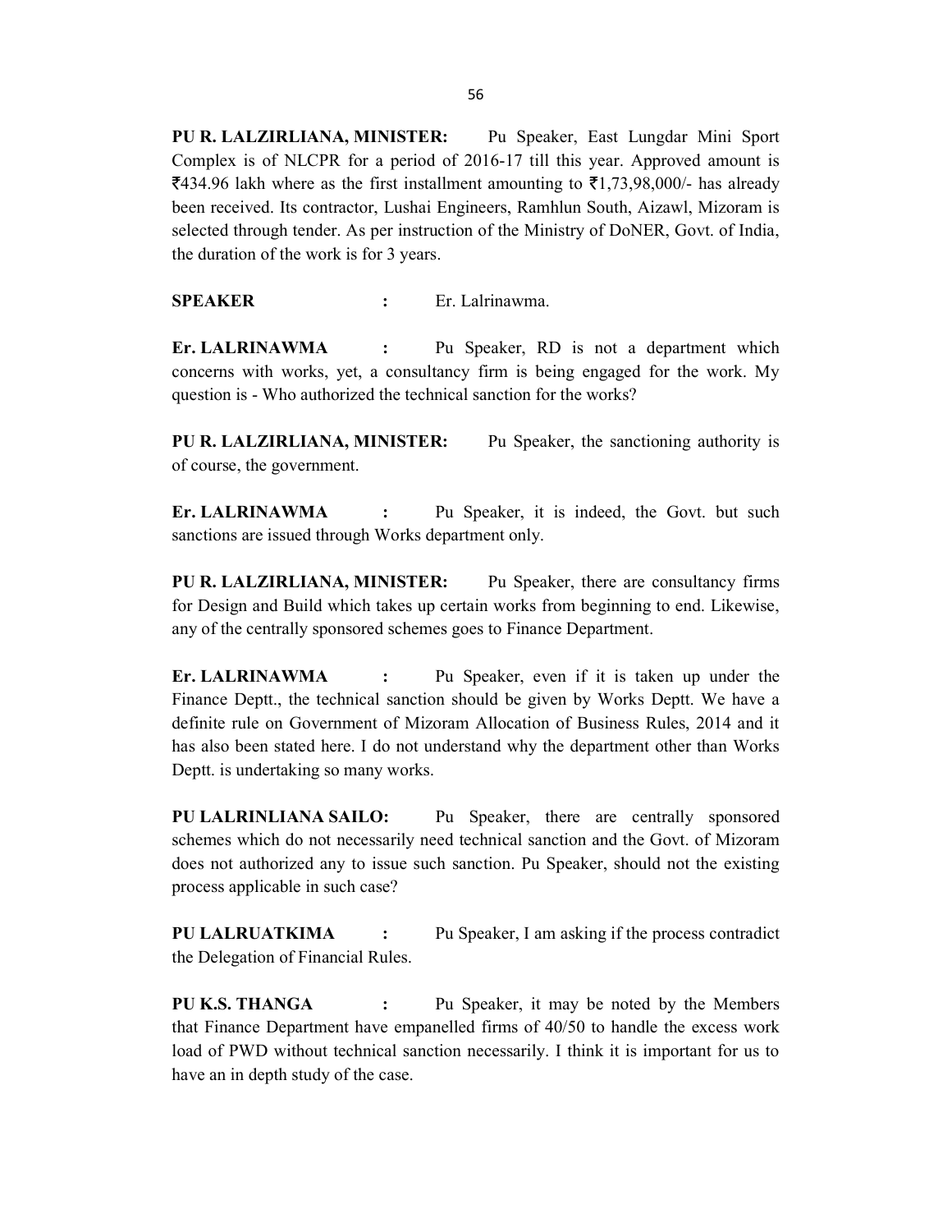**PU R. LALZIRLIANA, MINISTER:** Pu Speaker, East Lungdar Mini Sport Complex is of NLCPR for a period of 2016-17 till this year. Approved amount is ₹434.96 lakh where as the first installment amounting to ₹1,73,98,000/- has already been received. Its contractor, Lushai Engineers, Ramhlun South, Aizawl, Mizoram is selected through tender. As per instruction of the Ministry of DoNER, Govt. of India, the duration of the work is for 3 years.

**SPEAKER :** Er. Lalrinawma.

**Er. LALRINAWMA :** Pu Speaker, RD is not a department which concerns with works, yet, a consultancy firm is being engaged for the work. My question is - Who authorized the technical sanction for the works?

**PU R. LALZIRLIANA, MINISTER:** Pu Speaker, the sanctioning authority is of course, the government.

**Er. LALRINAWMA :** Pu Speaker, it is indeed, the Govt. but such sanctions are issued through Works department only.

**PU R. LALZIRLIANA, MINISTER:** Pu Speaker, there are consultancy firms for Design and Build which takes up certain works from beginning to end. Likewise, any of the centrally sponsored schemes goes to Finance Department.

**Er. LALRINAWMA :** Pu Speaker, even if it is taken up under the Finance Deptt., the technical sanction should be given by Works Deptt. We have a definite rule on Government of Mizoram Allocation of Business Rules, 2014 and it has also been stated here. I do not understand why the department other than Works Deptt. is undertaking so many works.

**PU LALRINLIANA SAILO:** Pu Speaker, there are centrally sponsored schemes which do not necessarily need technical sanction and the Govt. of Mizoram does not authorized any to issue such sanction. Pu Speaker, should not the existing process applicable in such case?

**PU LALRUATKIMA :** Pu Speaker, I am asking if the process contradict the Delegation of Financial Rules.

**PU K.S. THANGA :** Pu Speaker, it may be noted by the Members that Finance Department have empanelled firms of 40/50 to handle the excess work load of PWD without technical sanction necessarily. I think it is important for us to have an in depth study of the case.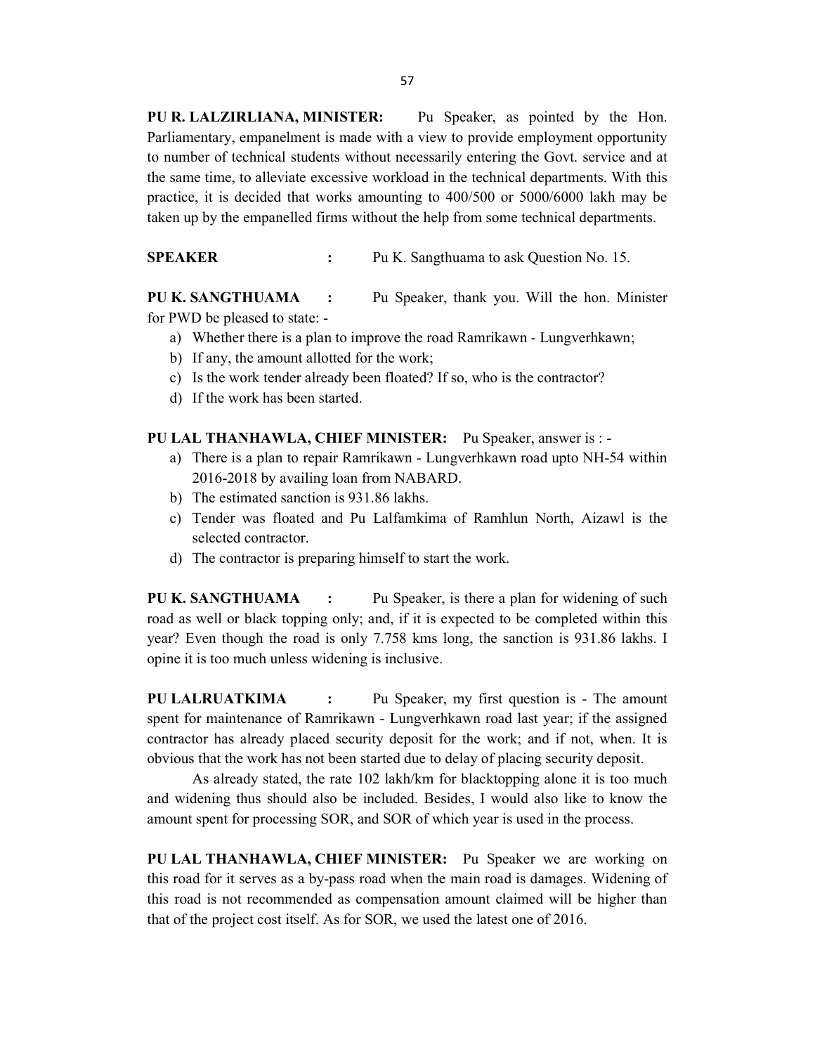**PU R. LALZIRLIANA, MINISTER:** Pu Speaker, as pointed by the Hon. Parliamentary, empanelment is made with a view to provide employment opportunity to number of technical students without necessarily entering the Govt. service and at the same time, to alleviate excessive workload in the technical departments. With this practice, it is decided that works amounting to 400/500 or 5000/6000 lakh may be taken up by the empanelled firms without the help from some technical departments.

**SPEAKER :** Pu K. Sangthuama to ask Question No. 15.

**PU K. SANGTHUAMA :** Pu Speaker, thank you. Will the hon. Minister for PWD be pleased to state: -

a) Whether there is a plan to improve the road Ramrikawn - Lungverhkawn;
b) If any, the amount allotted for the work;
c) Is the work tender already been floated? If so, who is the contractor?
d) If the work has been started.

**PU LAL THANHAWLA, CHIEF MINISTER:** Pu Speaker, answer is : -

a) There is a plan to repair Ramrikawn - Lungverhkawn road upto NH-54 within 2016-2018 by availing loan from NABARD.
b) The estimated sanction is 931.86 lakhs.
c) Tender was floated and Pu Lalfamkima of Ramhlun North, Aizawl is the selected contractor.
d) The contractor is preparing himself to start the work.

**PU K. SANGTHUAMA :** Pu Speaker, is there a plan for widening of such road as well or black topping only; and, if it is expected to be completed within this year? Even though the road is only 7.758 kms long, the sanction is 931.86 lakhs. I opine it is too much unless widening is inclusive.

**PU LALRUATKIMA :** Pu Speaker, my first question is - The amount spent for maintenance of Ramrikawn - Lungverhkawn road last year; if the assigned contractor has already placed security deposit for the work; and if not, when. It is obvious that the work has not been started due to delay of placing security deposit.

As already stated, the rate 102 lakh/km for blacktopping alone it is too much and widening thus should also be included. Besides, I would also like to know the amount spent for processing SOR, and SOR of which year is used in the process.

**PU LAL THANHAWLA, CHIEF MINISTER:** Pu Speaker we are working on this road for it serves as a by-pass road when the main road is damages. Widening of this road is not recommended as compensation amount claimed will be higher than that of the project cost itself. As for SOR, we used the latest one of 2016.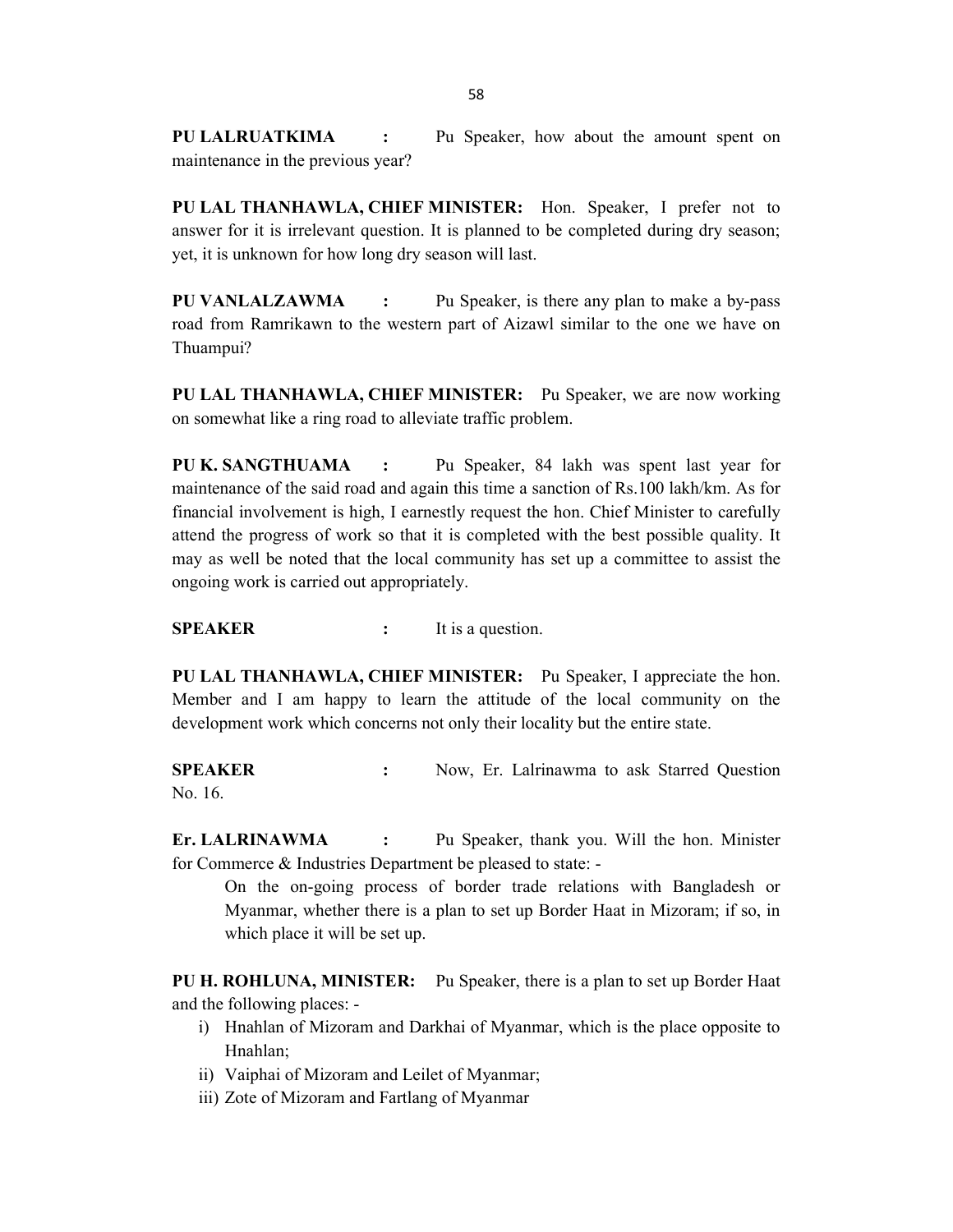**PU LALRUATKIMA :** Pu Speaker, how about the amount spent on maintenance in the previous year?

**PU LAL THANHAWLA, CHIEF MINISTER:** Hon. Speaker, I prefer not to answer for it is irrelevant question. It is planned to be completed during dry season; yet, it is unknown for how long dry season will last.

**PU VANLALZAWMA :** Pu Speaker, is there any plan to make a by-pass road from Ramrikawn to the western part of Aizawl similar to the one we have on Thuampui?

**PU LAL THANHAWLA, CHIEF MINISTER:** Pu Speaker, we are now working on somewhat like a ring road to alleviate traffic problem.

**PU K. SANGTHUAMA :** Pu Speaker, 84 lakh was spent last year for maintenance of the said road and again this time a sanction of Rs.100 lakh/km. As for financial involvement is high, I earnestly request the hon. Chief Minister to carefully attend the progress of work so that it is completed with the best possible quality. It may as well be noted that the local community has set up a committee to assist the ongoing work is carried out appropriately.

**SPEAKER :** It is a question.

**PU LAL THANHAWLA, CHIEF MINISTER:** Pu Speaker, I appreciate the hon. Member and I am happy to learn the attitude of the local community on the development work which concerns not only their locality but the entire state.

**SPEAKER :** Now, Er. Lalrinawma to ask Starred Question No. 16.

**Er. LALRINAWMA :** Pu Speaker, thank you. Will the hon. Minister for Commerce & Industries Department be pleased to state: -

> On the on-going process of border trade relations with Bangladesh or Myanmar, whether there is a plan to set up Border Haat in Mizoram; if so, in which place it will be set up.

**PU H. ROHLUNA, MINISTER:** Pu Speaker, there is a plan to set up Border Haat and the following places: -

i) Hnahlan of Mizoram and Darkhai of Myanmar, which is the place opposite to Hnahlan;
ii) Vaiphai of Mizoram and Leilet of Myanmar;
iii) Zote of Mizoram and Fartlang of Myanmar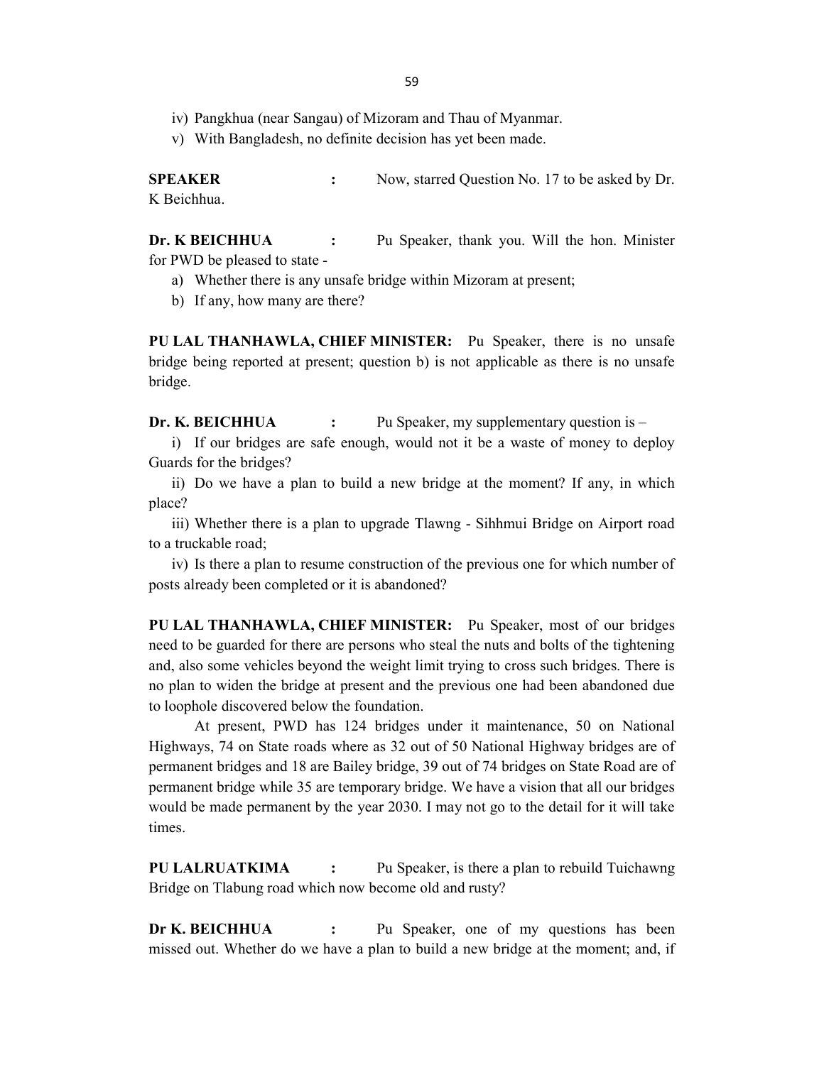iv) Pangkhua (near Sangau) of Mizoram and Thau of Myanmar.

v) With Bangladesh, no definite decision has yet been made.

**SPEAKER** : Now, starred Question No. 17 to be asked by Dr. K Beichhua.

**Dr. K BEICHHUA** : Pu Speaker, thank you. Will the hon. Minister for PWD be pleased to state -

a) Whether there is any unsafe bridge within Mizoram at present;

b) If any, how many are there?

**PU LAL THANHAWLA, CHIEF MINISTER:** Pu Speaker, there is no unsafe bridge being reported at present; question b) is not applicable as there is no unsafe bridge.

**Dr. K. BEICHHUA** : Pu Speaker, my supplementary question is –

i) If our bridges are safe enough, would not it be a waste of money to deploy Guards for the bridges?

ii) Do we have a plan to build a new bridge at the moment? If any, in which place?

iii) Whether there is a plan to upgrade Tlawng - Sihhmui Bridge on Airport road to a truckable road;

iv) Is there a plan to resume construction of the previous one for which number of posts already been completed or it is abandoned?

**PU LAL THANHAWLA, CHIEF MINISTER:** Pu Speaker, most of our bridges need to be guarded for there are persons who steal the nuts and bolts of the tightening and, also some vehicles beyond the weight limit trying to cross such bridges. There is no plan to widen the bridge at present and the previous one had been abandoned due to loophole discovered below the foundation.

At present, PWD has 124 bridges under it maintenance, 50 on National Highways, 74 on State roads where as 32 out of 50 National Highway bridges are of permanent bridges and 18 are Bailey bridge, 39 out of 74 bridges on State Road are of permanent bridge while 35 are temporary bridge. We have a vision that all our bridges would be made permanent by the year 2030. I may not go to the detail for it will take times.

**PU LALRUATKIMA** : Pu Speaker, is there a plan to rebuild Tuichawng Bridge on Tlabung road which now become old and rusty?

**Dr K. BEICHHUA** : Pu Speaker, one of my questions has been missed out. Whether do we have a plan to build a new bridge at the moment; and, if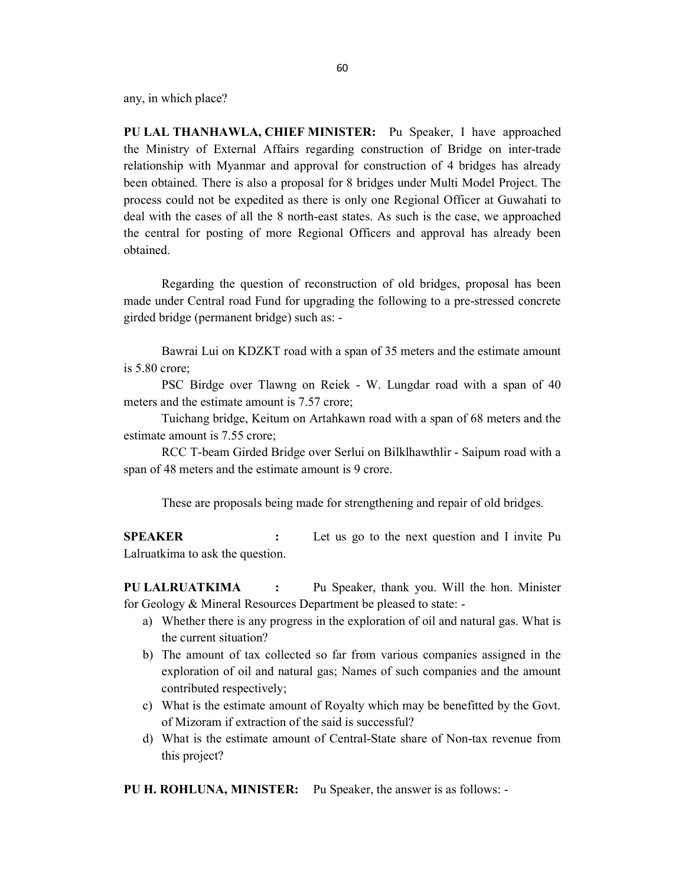any, in which place?

**PU LAL THANHAWLA, CHIEF MINISTER:** Pu Speaker, I have approached the Ministry of External Affairs regarding construction of Bridge on inter-trade relationship with Myanmar and approval for construction of 4 bridges has already been obtained. There is also a proposal for 8 bridges under Multi Model Project. The process could not be expedited as there is only one Regional Officer at Guwahati to deal with the cases of all the 8 north-east states. As such is the case, we approached the central for posting of more Regional Officers and approval has already been obtained.

Regarding the question of reconstruction of old bridges, proposal has been made under Central road Fund for upgrading the following to a pre-stressed concrete girded bridge (permanent bridge) such as: -

Bawrai Lui on KDZKT road with a span of 35 meters and the estimate amount is 5.80 crore;

PSC Birdge over Tlawng on Reiek - W. Lungdar road with a span of 40 meters and the estimate amount is 7.57 crore;

Tuichang bridge, Keitum on Artahkawn road with a span of 68 meters and the estimate amount is 7.55 crore;

RCC T-beam Girded Bridge over Serlui on Bilklhawthlir - Saipum road with a span of 48 meters and the estimate amount is 9 crore.

These are proposals being made for strengthening and repair of old bridges.

**SPEAKER :** Let us go to the next question and I invite Pu Lalruatkima to ask the question.

**PU LALRUATKIMA :** Pu Speaker, thank you. Will the hon. Minister for Geology & Mineral Resources Department be pleased to state: -

a) Whether there is any progress in the exploration of oil and natural gas. What is the current situation?
b) The amount of tax collected so far from various companies assigned in the exploration of oil and natural gas; Names of such companies and the amount contributed respectively;
c) What is the estimate amount of Royalty which may be benefitted by the Govt. of Mizoram if extraction of the said is successful?
d) What is the estimate amount of Central-State share of Non-tax revenue from this project?

**PU H. ROHLUNA, MINISTER:** Pu Speaker, the answer is as follows: -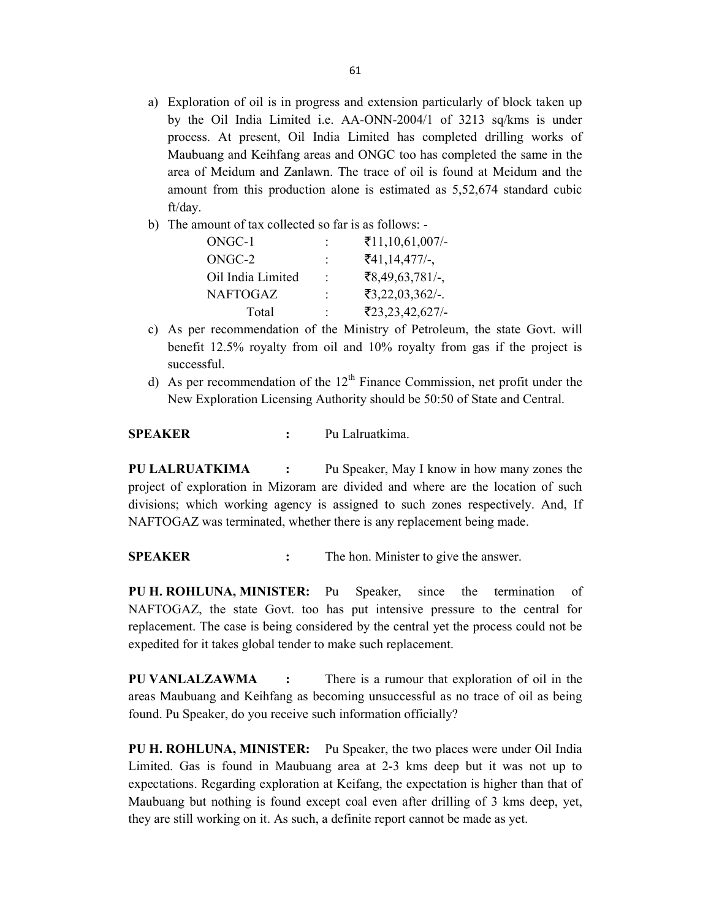a) Exploration of oil is in progress and extension particularly of block taken up by the Oil India Limited i.e. AA-ONN-2004/1 of 3213 sq/kms is under process. At present, Oil India Limited has completed drilling works of Maubuang and Keihfang areas and ONGC too has completed the same in the area of Meidum and Zanlawn. The trace of oil is found at Meidum and the amount from this production alone is estimated as 5,52,674 standard cubic ft/day.

b) The amount of tax collected so far is as follows: -

| | | |
|---|---|---|
| ONGC-1 | : | ₹11,10,61,007/- |
| ONGC-2 | : | ₹41,14,477/-, |
| Oil India Limited | : | ₹8,49,63,781/-, |
| NAFTOGAZ | : | ₹3,22,03,362/-. |
| Total | : | ₹23,23,42,627/- |

c) As per recommendation of the Ministry of Petroleum, the state Govt. will benefit 12.5% royalty from oil and 10% royalty from gas if the project is successful.

d) As per recommendation of the 12th Finance Commission, net profit under the New Exploration Licensing Authority should be 50:50 of State and Central.

**SPEAKER :** Pu Lalruatkima.

**PU LALRUATKIMA :** Pu Speaker, May I know in how many zones the project of exploration in Mizoram are divided and where are the location of such divisions; which working agency is assigned to such zones respectively. And, If NAFTOGAZ was terminated, whether there is any replacement being made.

**SPEAKER :** The hon. Minister to give the answer.

**PU H. ROHLUNA, MINISTER:** Pu Speaker, since the termination of NAFTOGAZ, the state Govt. too has put intensive pressure to the central for replacement. The case is being considered by the central yet the process could not be expedited for it takes global tender to make such replacement.

**PU VANLALZAWMA :** There is a rumour that exploration of oil in the areas Maubuang and Keihfang as becoming unsuccessful as no trace of oil as being found. Pu Speaker, do you receive such information officially?

**PU H. ROHLUNA, MINISTER:** Pu Speaker, the two places were under Oil India Limited. Gas is found in Maubuang area at 2-3 kms deep but it was not up to expectations. Regarding exploration at Keifang, the expectation is higher than that of Maubuang but nothing is found except coal even after drilling of 3 kms deep, yet, they are still working on it. As such, a definite report cannot be made as yet.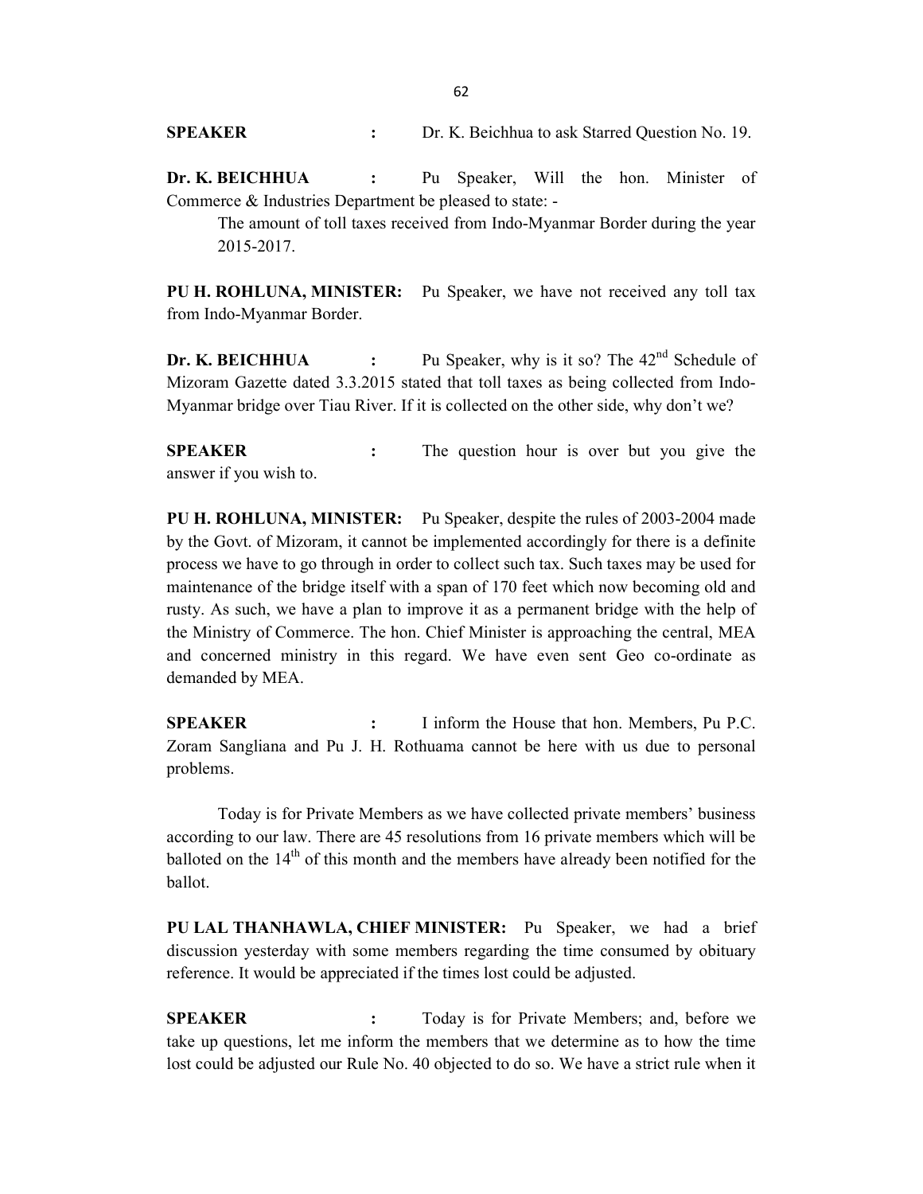**SPEAKER** : Dr. K. Beichhua to ask Starred Question No. 19.

**Dr. K. BEICHHUA** : Pu Speaker, Will the hon. Minister of Commerce & Industries Department be pleased to state: -

> The amount of toll taxes received from Indo-Myanmar Border during the year 2015-2017.

**PU H. ROHLUNA, MINISTER:** Pu Speaker, we have not received any toll tax from Indo-Myanmar Border.

**Dr. K. BEICHHUA** : Pu Speaker, why is it so? The 42nd Schedule of Mizoram Gazette dated 3.3.2015 stated that toll taxes as being collected from Indo-Myanmar bridge over Tiau River. If it is collected on the other side, why don't we?

**SPEAKER** : The question hour is over but you give the answer if you wish to.

**PU H. ROHLUNA, MINISTER:** Pu Speaker, despite the rules of 2003-2004 made by the Govt. of Mizoram, it cannot be implemented accordingly for there is a definite process we have to go through in order to collect such tax. Such taxes may be used for maintenance of the bridge itself with a span of 170 feet which now becoming old and rusty. As such, we have a plan to improve it as a permanent bridge with the help of the Ministry of Commerce. The hon. Chief Minister is approaching the central, MEA and concerned ministry in this regard. We have even sent Geo co-ordinate as demanded by MEA.

**SPEAKER** : I inform the House that hon. Members, Pu P.C. Zoram Sangliana and Pu J. H. Rothuama cannot be here with us due to personal problems.

Today is for Private Members as we have collected private members' business according to our law. There are 45 resolutions from 16 private members which will be balloted on the 14th of this month and the members have already been notified for the ballot.

**PU LAL THANHAWLA, CHIEF MINISTER:** Pu Speaker, we had a brief discussion yesterday with some members regarding the time consumed by obituary reference. It would be appreciated if the times lost could be adjusted.

**SPEAKER** : Today is for Private Members; and, before we take up questions, let me inform the members that we determine as to how the time lost could be adjusted our Rule No. 40 objected to do so. We have a strict rule when it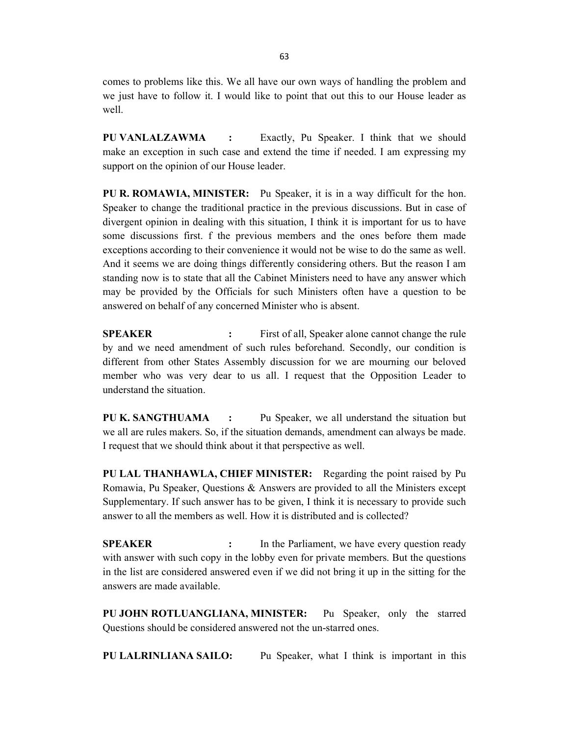comes to problems like this. We all have our own ways of handling the problem and we just have to follow it. I would like to point that out this to our House leader as well.

**PU VANLALZAWMA :** Exactly, Pu Speaker. I think that we should make an exception in such case and extend the time if needed. I am expressing my support on the opinion of our House leader.

**PU R. ROMAWIA, MINISTER:** Pu Speaker, it is in a way difficult for the hon. Speaker to change the traditional practice in the previous discussions. But in case of divergent opinion in dealing with this situation, I think it is important for us to have some discussions first. f the previous members and the ones before them made exceptions according to their convenience it would not be wise to do the same as well. And it seems we are doing things differently considering others. But the reason I am standing now is to state that all the Cabinet Ministers need to have any answer which may be provided by the Officials for such Ministers often have a question to be answered on behalf of any concerned Minister who is absent.

**SPEAKER :** First of all, Speaker alone cannot change the rule by and we need amendment of such rules beforehand. Secondly, our condition is different from other States Assembly discussion for we are mourning our beloved member who was very dear to us all. I request that the Opposition Leader to understand the situation.

**PU K. SANGTHUAMA :** Pu Speaker, we all understand the situation but we all are rules makers. So, if the situation demands, amendment can always be made. I request that we should think about it that perspective as well.

**PU LAL THANHAWLA, CHIEF MINISTER:** Regarding the point raised by Pu Romawia, Pu Speaker, Questions & Answers are provided to all the Ministers except Supplementary. If such answer has to be given, I think it is necessary to provide such answer to all the members as well. How it is distributed and is collected?

**SPEAKER :** In the Parliament, we have every question ready with answer with such copy in the lobby even for private members. But the questions in the list are considered answered even if we did not bring it up in the sitting for the answers are made available.

**PU JOHN ROTLUANGLIANA, MINISTER:** Pu Speaker, only the starred Questions should be considered answered not the un-starred ones.

**PU LALRINLIANA SAILO:** Pu Speaker, what I think is important in this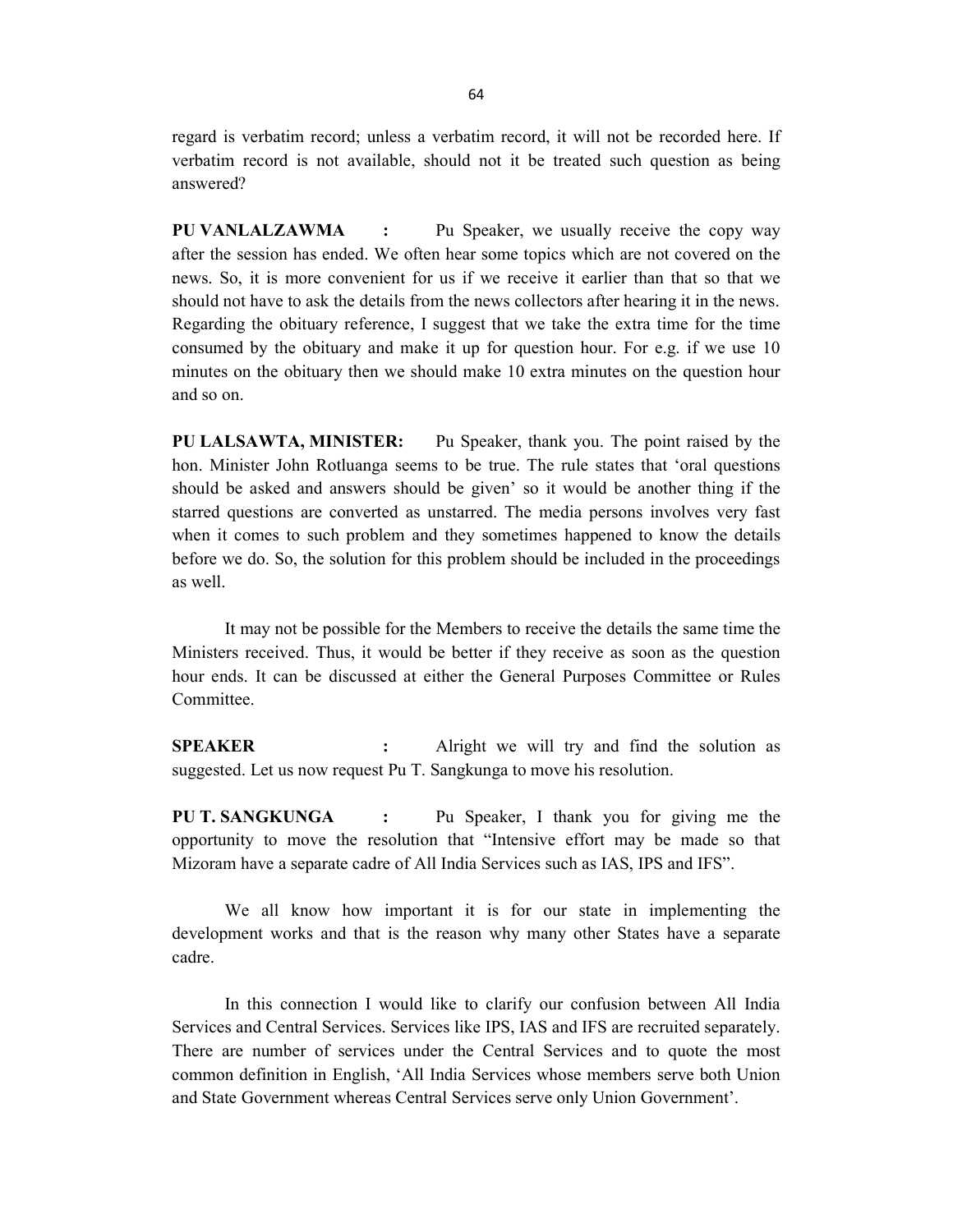regard is verbatim record; unless a verbatim record, it will not be recorded here. If verbatim record is not available, should not it be treated such question as being answered?

**PU VANLALZAWMA :** Pu Speaker, we usually receive the copy way after the session has ended. We often hear some topics which are not covered on the news. So, it is more convenient for us if we receive it earlier than that so that we should not have to ask the details from the news collectors after hearing it in the news. Regarding the obituary reference, I suggest that we take the extra time for the time consumed by the obituary and make it up for question hour. For e.g. if we use 10 minutes on the obituary then we should make 10 extra minutes on the question hour and so on.

**PU LALSAWTA, MINISTER:** Pu Speaker, thank you. The point raised by the hon. Minister John Rotluanga seems to be true. The rule states that 'oral questions should be asked and answers should be given' so it would be another thing if the starred questions are converted as unstarred. The media persons involves very fast when it comes to such problem and they sometimes happened to know the details before we do. So, the solution for this problem should be included in the proceedings as well.

It may not be possible for the Members to receive the details the same time the Ministers received. Thus, it would be better if they receive as soon as the question hour ends. It can be discussed at either the General Purposes Committee or Rules Committee.

**SPEAKER :** Alright we will try and find the solution as suggested. Let us now request Pu T. Sangkunga to move his resolution.

**PU T. SANGKUNGA :** Pu Speaker, I thank you for giving me the opportunity to move the resolution that "Intensive effort may be made so that Mizoram have a separate cadre of All India Services such as IAS, IPS and IFS".

We all know how important it is for our state in implementing the development works and that is the reason why many other States have a separate cadre.

In this connection I would like to clarify our confusion between All India Services and Central Services. Services like IPS, IAS and IFS are recruited separately. There are number of services under the Central Services and to quote the most common definition in English, 'All India Services whose members serve both Union and State Government whereas Central Services serve only Union Government'.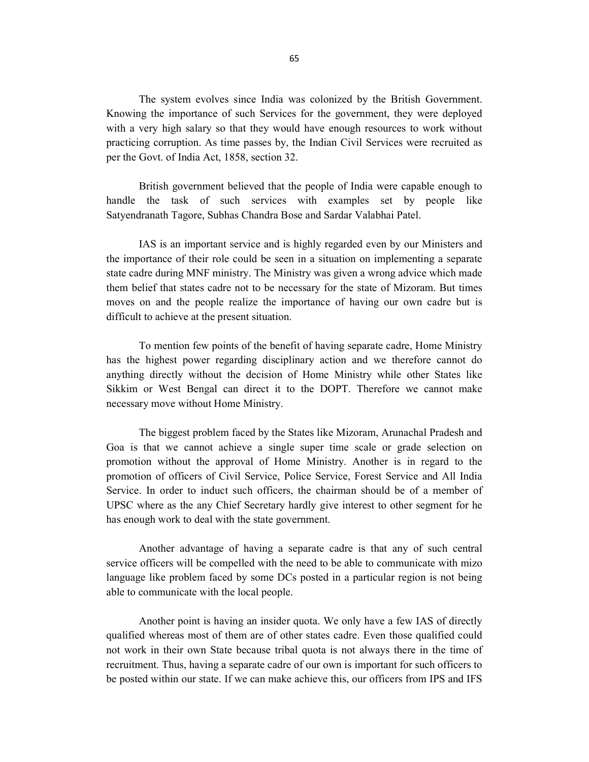The system evolves since India was colonized by the British Government. Knowing the importance of such Services for the government, they were deployed with a very high salary so that they would have enough resources to work without practicing corruption. As time passes by, the Indian Civil Services were recruited as per the Govt. of India Act, 1858, section 32.

British government believed that the people of India were capable enough to handle the task of such services with examples set by people like Satyendranath Tagore, Subhas Chandra Bose and Sardar Valabhai Patel.

IAS is an important service and is highly regarded even by our Ministers and the importance of their role could be seen in a situation on implementing a separate state cadre during MNF ministry. The Ministry was given a wrong advice which made them belief that states cadre not to be necessary for the state of Mizoram. But times moves on and the people realize the importance of having our own cadre but is difficult to achieve at the present situation.

To mention few points of the benefit of having separate cadre, Home Ministry has the highest power regarding disciplinary action and we therefore cannot do anything directly without the decision of Home Ministry while other States like Sikkim or West Bengal can direct it to the DOPT. Therefore we cannot make necessary move without Home Ministry.

The biggest problem faced by the States like Mizoram, Arunachal Pradesh and Goa is that we cannot achieve a single super time scale or grade selection on promotion without the approval of Home Ministry. Another is in regard to the promotion of officers of Civil Service, Police Service, Forest Service and All India Service. In order to induct such officers, the chairman should be of a member of UPSC where as the any Chief Secretary hardly give interest to other segment for he has enough work to deal with the state government.

Another advantage of having a separate cadre is that any of such central service officers will be compelled with the need to be able to communicate with mizo language like problem faced by some DCs posted in a particular region is not being able to communicate with the local people.

Another point is having an insider quota. We only have a few IAS of directly qualified whereas most of them are of other states cadre. Even those qualified could not work in their own State because tribal quota is not always there in the time of recruitment. Thus, having a separate cadre of our own is important for such officers to be posted within our state. If we can make achieve this, our officers from IPS and IFS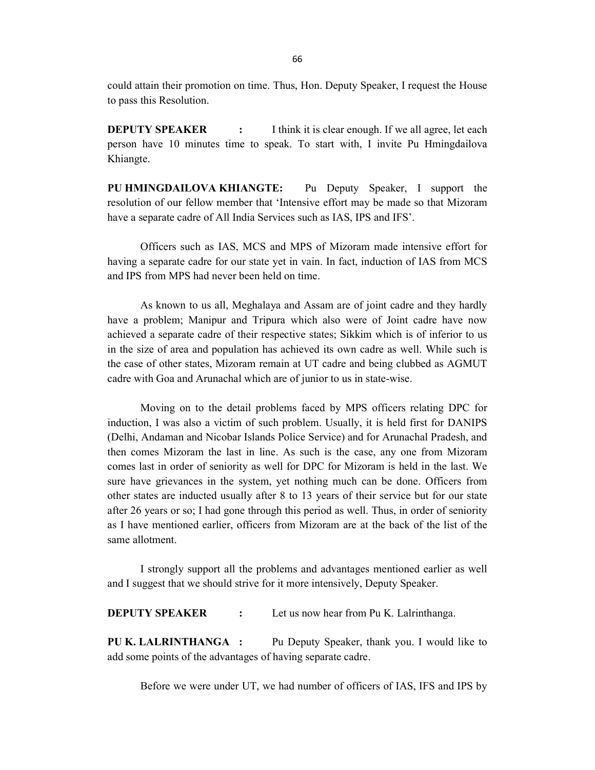could attain their promotion on time. Thus, Hon. Deputy Speaker, I request the House to pass this Resolution.

**DEPUTY SPEAKER :** I think it is clear enough. If we all agree, let each person have 10 minutes time to speak. To start with, I invite Pu Hmingdailova Khiangte.

**PU HMINGDAILOVA KHIANGTE:** Pu Deputy Speaker, I support the resolution of our fellow member that 'Intensive effort may be made so that Mizoram have a separate cadre of All India Services such as IAS, IPS and IFS'.

Officers such as IAS, MCS and MPS of Mizoram made intensive effort for having a separate cadre for our state yet in vain. In fact, induction of IAS from MCS and IPS from MPS had never been held on time.

As known to us all, Meghalaya and Assam are of joint cadre and they hardly have a problem; Manipur and Tripura which also were of Joint cadre have now achieved a separate cadre of their respective states; Sikkim which is of inferior to us in the size of area and population has achieved its own cadre as well. While such is the case of other states, Mizoram remain at UT cadre and being clubbed as AGMUT cadre with Goa and Arunachal which are of junior to us in state-wise.

Moving on to the detail problems faced by MPS officers relating DPC for induction, I was also a victim of such problem. Usually, it is held first for DANIPS (Delhi, Andaman and Nicobar Islands Police Service) and for Arunachal Pradesh, and then comes Mizoram the last in line. As such is the case, any one from Mizoram comes last in order of seniority as well for DPC for Mizoram is held in the last. We sure have grievances in the system, yet nothing much can be done. Officers from other states are inducted usually after 8 to 13 years of their service but for our state after 26 years or so; I had gone through this period as well. Thus, in order of seniority as I have mentioned earlier, officers from Mizoram are at the back of the list of the same allotment.

I strongly support all the problems and advantages mentioned earlier as well and I suggest that we should strive for it more intensively, Deputy Speaker.

**DEPUTY SPEAKER :** Let us now hear from Pu K. Lalrinthanga.

**PU K. LALRINTHANGA :** Pu Deputy Speaker, thank you. I would like to add some points of the advantages of having separate cadre.

Before we were under UT, we had number of officers of IAS, IFS and IPS by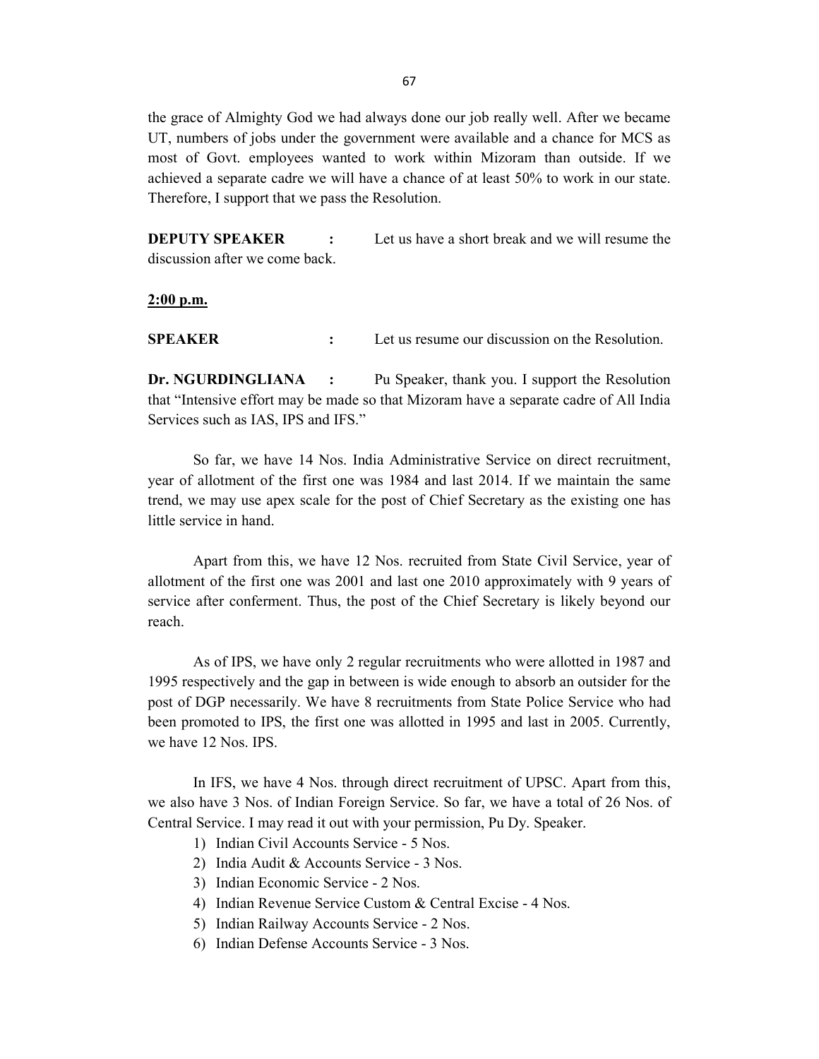the grace of Almighty God we had always done our job really well. After we became UT, numbers of jobs under the government were available and a chance for MCS as most of Govt. employees wanted to work within Mizoram than outside. If we achieved a separate cadre we will have a chance of at least 50% to work in our state. Therefore, I support that we pass the Resolution.

**DEPUTY SPEAKER :** Let us have a short break and we will resume the discussion after we come back.

**2:00 p.m.**

**SPEAKER :** Let us resume our discussion on the Resolution.

**Dr. NGURDINGLIANA :** Pu Speaker, thank you. I support the Resolution that "Intensive effort may be made so that Mizoram have a separate cadre of All India Services such as IAS, IPS and IFS."

So far, we have 14 Nos. India Administrative Service on direct recruitment, year of allotment of the first one was 1984 and last 2014. If we maintain the same trend, we may use apex scale for the post of Chief Secretary as the existing one has little service in hand.

Apart from this, we have 12 Nos. recruited from State Civil Service, year of allotment of the first one was 2001 and last one 2010 approximately with 9 years of service after conferment. Thus, the post of the Chief Secretary is likely beyond our reach.

As of IPS, we have only 2 regular recruitments who were allotted in 1987 and 1995 respectively and the gap in between is wide enough to absorb an outsider for the post of DGP necessarily. We have 8 recruitments from State Police Service who had been promoted to IPS, the first one was allotted in 1995 and last in 2005. Currently, we have 12 Nos. IPS.

In IFS, we have 4 Nos. through direct recruitment of UPSC. Apart from this, we also have 3 Nos. of Indian Foreign Service. So far, we have a total of 26 Nos. of Central Service. I may read it out with your permission, Pu Dy. Speaker.

1) Indian Civil Accounts Service - 5 Nos.
2) India Audit & Accounts Service - 3 Nos.
3) Indian Economic Service - 2 Nos.
4) Indian Revenue Service Custom & Central Excise - 4 Nos.
5) Indian Railway Accounts Service - 2 Nos.
6) Indian Defense Accounts Service - 3 Nos.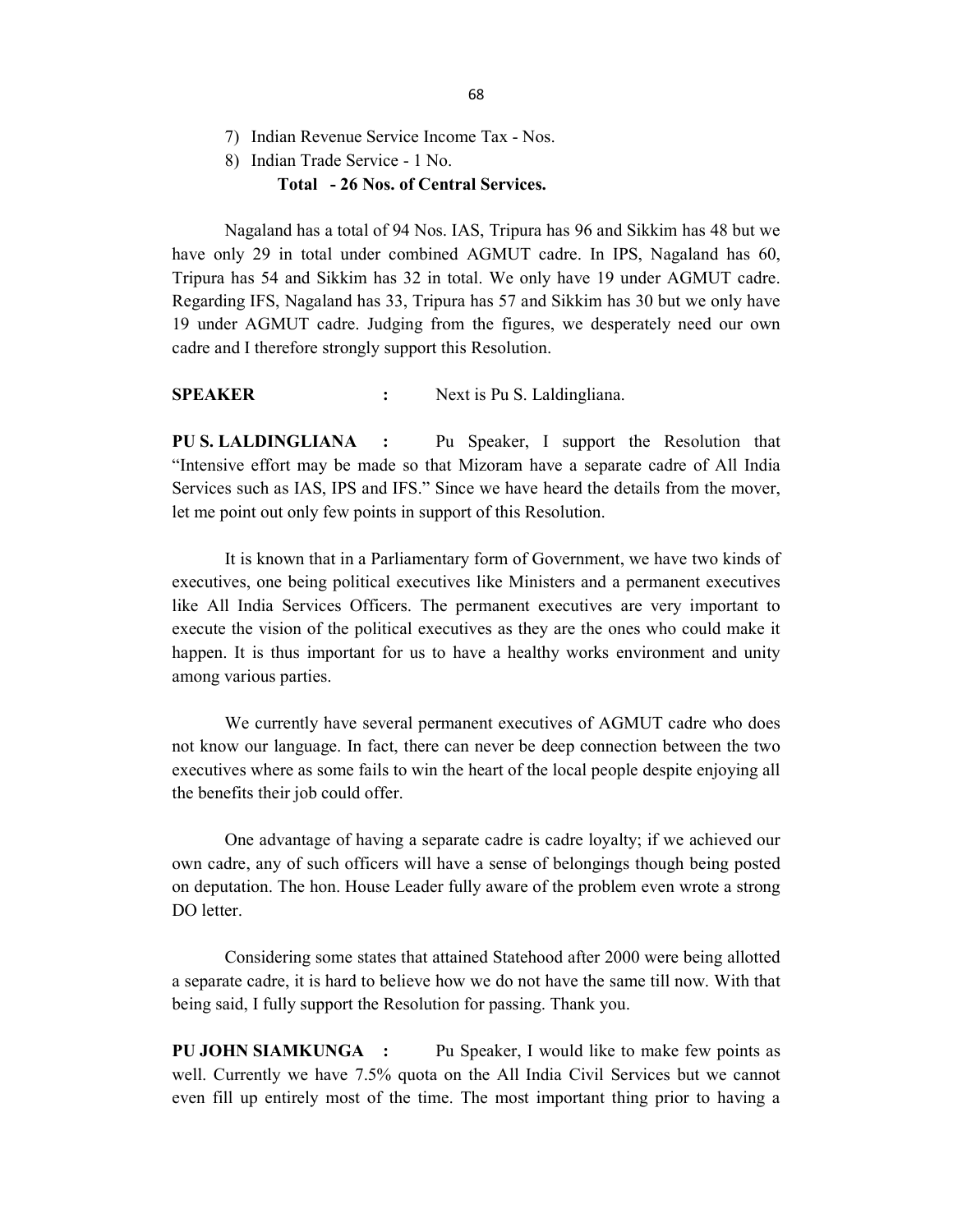7) Indian Revenue Service Income Tax - Nos.
8) Indian Trade Service - 1 No.

**Total - 26 Nos. of Central Services.**

Nagaland has a total of 94 Nos. IAS, Tripura has 96 and Sikkim has 48 but we have only 29 in total under combined AGMUT cadre. In IPS, Nagaland has 60, Tripura has 54 and Sikkim has 32 in total. We only have 19 under AGMUT cadre. Regarding IFS, Nagaland has 33, Tripura has 57 and Sikkim has 30 but we only have 19 under AGMUT cadre. Judging from the figures, we desperately need our own cadre and I therefore strongly support this Resolution.

**SPEAKER :** Next is Pu S. Laldingliana.

**PU S. LALDINGLIANA :** Pu Speaker, I support the Resolution that "Intensive effort may be made so that Mizoram have a separate cadre of All India Services such as IAS, IPS and IFS." Since we have heard the details from the mover, let me point out only few points in support of this Resolution.

It is known that in a Parliamentary form of Government, we have two kinds of executives, one being political executives like Ministers and a permanent executives like All India Services Officers. The permanent executives are very important to execute the vision of the political executives as they are the ones who could make it happen. It is thus important for us to have a healthy works environment and unity among various parties.

We currently have several permanent executives of AGMUT cadre who does not know our language. In fact, there can never be deep connection between the two executives where as some fails to win the heart of the local people despite enjoying all the benefits their job could offer.

One advantage of having a separate cadre is cadre loyalty; if we achieved our own cadre, any of such officers will have a sense of belongings though being posted on deputation. The hon. House Leader fully aware of the problem even wrote a strong DO letter.

Considering some states that attained Statehood after 2000 were being allotted a separate cadre, it is hard to believe how we do not have the same till now. With that being said, I fully support the Resolution for passing. Thank you.

**PU JOHN SIAMKUNGA :** Pu Speaker, I would like to make few points as well. Currently we have 7.5% quota on the All India Civil Services but we cannot even fill up entirely most of the time. The most important thing prior to having a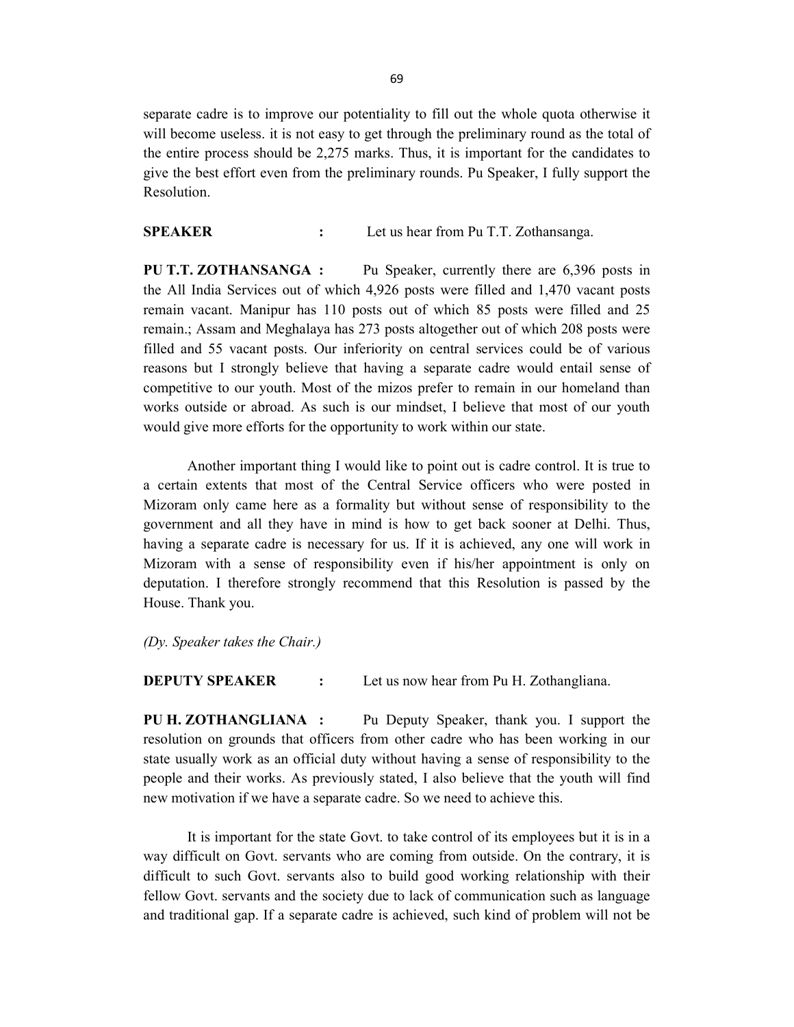separate cadre is to improve our potentiality to fill out the whole quota otherwise it will become useless. it is not easy to get through the preliminary round as the total of the entire process should be 2,275 marks. Thus, it is important for the candidates to give the best effort even from the preliminary rounds. Pu Speaker, I fully support the Resolution.

**SPEAKER** : Let us hear from Pu T.T. Zothansanga.

**PU T.T. ZOTHANSANGA :** Pu Speaker, currently there are 6,396 posts in the All India Services out of which 4,926 posts were filled and 1,470 vacant posts remain vacant. Manipur has 110 posts out of which 85 posts were filled and 25 remain.; Assam and Meghalaya has 273 posts altogether out of which 208 posts were filled and 55 vacant posts. Our inferiority on central services could be of various reasons but I strongly believe that having a separate cadre would entail sense of competitive to our youth. Most of the mizos prefer to remain in our homeland than works outside or abroad. As such is our mindset, I believe that most of our youth would give more efforts for the opportunity to work within our state.

Another important thing I would like to point out is cadre control. It is true to a certain extents that most of the Central Service officers who were posted in Mizoram only came here as a formality but without sense of responsibility to the government and all they have in mind is how to get back sooner at Delhi. Thus, having a separate cadre is necessary for us. If it is achieved, any one will work in Mizoram with a sense of responsibility even if his/her appointment is only on deputation. I therefore strongly recommend that this Resolution is passed by the House. Thank you.

*(Dy. Speaker takes the Chair.)*

**DEPUTY SPEAKER** : Let us now hear from Pu H. Zothangliana.

**PU H. ZOTHANGLIANA :** Pu Deputy Speaker, thank you. I support the resolution on grounds that officers from other cadre who has been working in our state usually work as an official duty without having a sense of responsibility to the people and their works. As previously stated, I also believe that the youth will find new motivation if we have a separate cadre. So we need to achieve this.

It is important for the state Govt. to take control of its employees but it is in a way difficult on Govt. servants who are coming from outside. On the contrary, it is difficult to such Govt. servants also to build good working relationship with their fellow Govt. servants and the society due to lack of communication such as language and traditional gap. If a separate cadre is achieved, such kind of problem will not be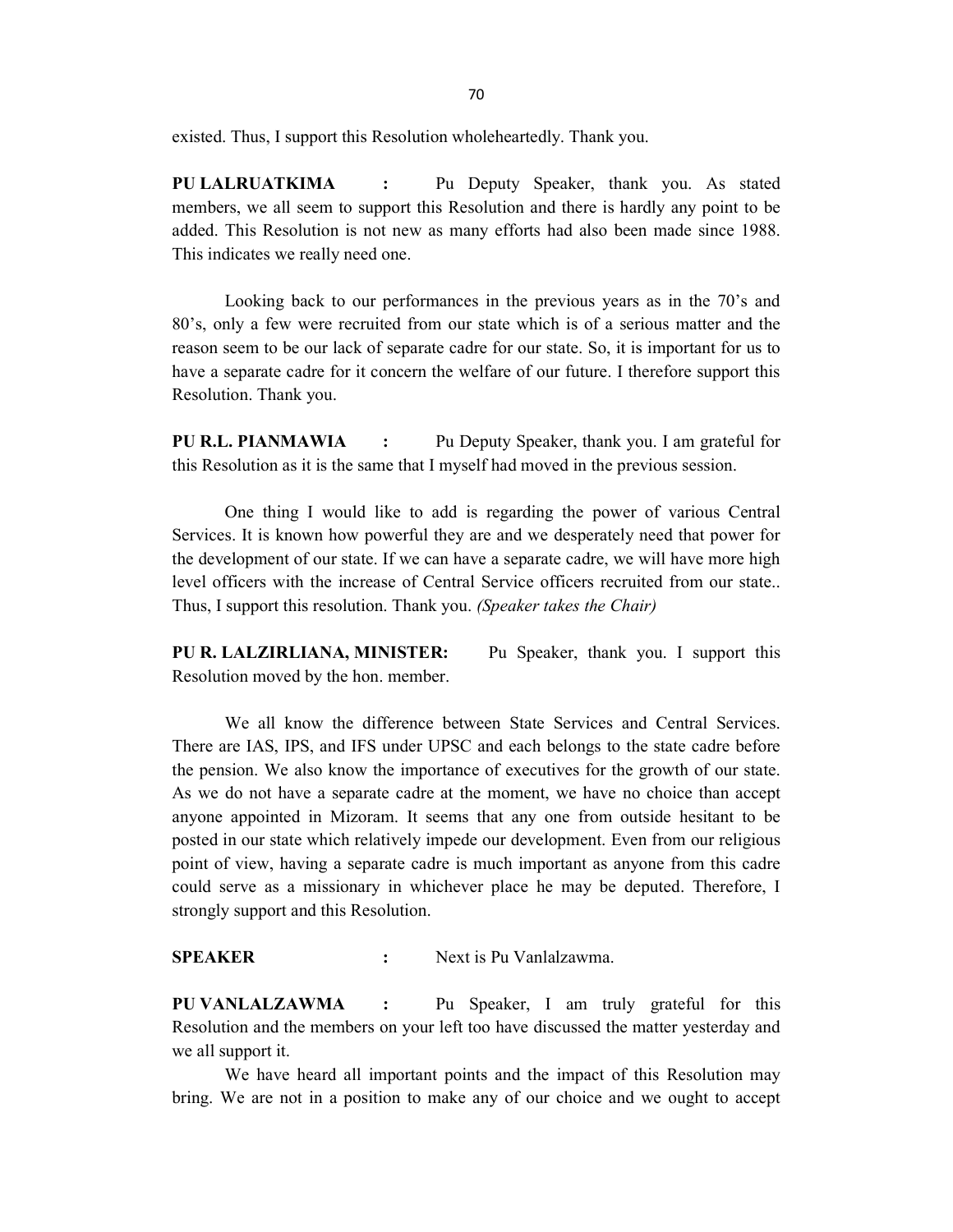existed. Thus, I support this Resolution wholeheartedly. Thank you.

**PU LALRUATKIMA :** Pu Deputy Speaker, thank you. As stated members, we all seem to support this Resolution and there is hardly any point to be added. This Resolution is not new as many efforts had also been made since 1988. This indicates we really need one.

Looking back to our performances in the previous years as in the 70's and 80's, only a few were recruited from our state which is of a serious matter and the reason seem to be our lack of separate cadre for our state. So, it is important for us to have a separate cadre for it concern the welfare of our future. I therefore support this Resolution. Thank you.

**PU R.L. PIANMAWIA :** Pu Deputy Speaker, thank you. I am grateful for this Resolution as it is the same that I myself had moved in the previous session.

One thing I would like to add is regarding the power of various Central Services. It is known how powerful they are and we desperately need that power for the development of our state. If we can have a separate cadre, we will have more high level officers with the increase of Central Service officers recruited from our state.. Thus, I support this resolution. Thank you. *(Speaker takes the Chair)*

**PU R. LALZIRLIANA, MINISTER:** Pu Speaker, thank you. I support this Resolution moved by the hon. member.

We all know the difference between State Services and Central Services. There are IAS, IPS, and IFS under UPSC and each belongs to the state cadre before the pension. We also know the importance of executives for the growth of our state. As we do not have a separate cadre at the moment, we have no choice than accept anyone appointed in Mizoram. It seems that any one from outside hesitant to be posted in our state which relatively impede our development. Even from our religious point of view, having a separate cadre is much important as anyone from this cadre could serve as a missionary in whichever place he may be deputed. Therefore, I strongly support and this Resolution.

**SPEAKER :** Next is Pu Vanlalzawma.

**PU VANLALZAWMA :** Pu Speaker, I am truly grateful for this Resolution and the members on your left too have discussed the matter yesterday and we all support it.

We have heard all important points and the impact of this Resolution may bring. We are not in a position to make any of our choice and we ought to accept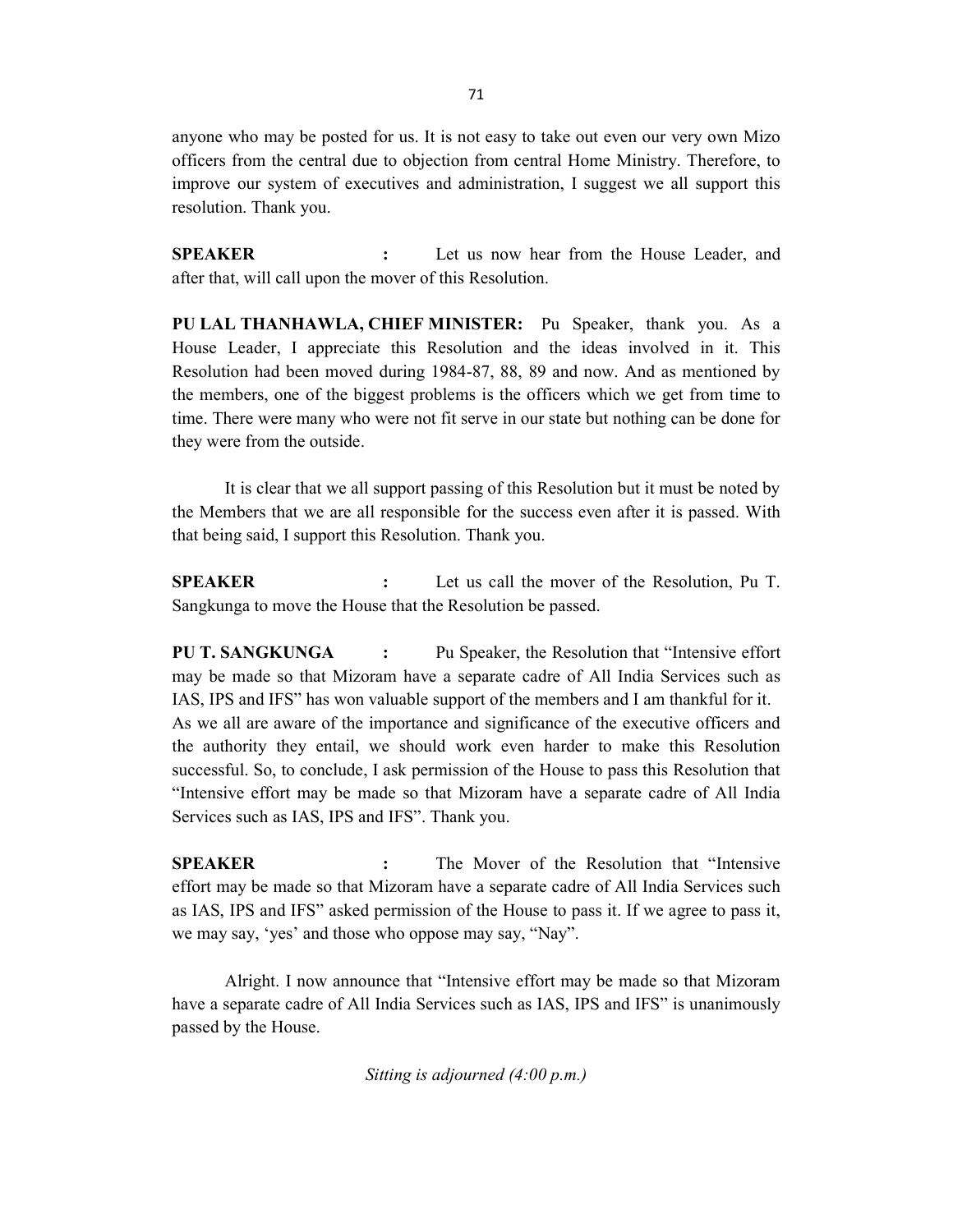anyone who may be posted for us. It is not easy to take out even our very own Mizo officers from the central due to objection from central Home Ministry. Therefore, to improve our system of executives and administration, I suggest we all support this resolution. Thank you.

**SPEAKER :** Let us now hear from the House Leader, and after that, will call upon the mover of this Resolution.

**PU LAL THANHAWLA, CHIEF MINISTER:** Pu Speaker, thank you. As a House Leader, I appreciate this Resolution and the ideas involved in it. This Resolution had been moved during 1984-87, 88, 89 and now. And as mentioned by the members, one of the biggest problems is the officers which we get from time to time. There were many who were not fit serve in our state but nothing can be done for they were from the outside.

It is clear that we all support passing of this Resolution but it must be noted by the Members that we are all responsible for the success even after it is passed. With that being said, I support this Resolution. Thank you.

**SPEAKER :** Let us call the mover of the Resolution, Pu T. Sangkunga to move the House that the Resolution be passed.

**PU T. SANGKUNGA :** Pu Speaker, the Resolution that "Intensive effort may be made so that Mizoram have a separate cadre of All India Services such as IAS, IPS and IFS" has won valuable support of the members and I am thankful for it. As we all are aware of the importance and significance of the executive officers and the authority they entail, we should work even harder to make this Resolution successful. So, to conclude, I ask permission of the House to pass this Resolution that "Intensive effort may be made so that Mizoram have a separate cadre of All India Services such as IAS, IPS and IFS". Thank you.

**SPEAKER :** The Mover of the Resolution that "Intensive effort may be made so that Mizoram have a separate cadre of All India Services such as IAS, IPS and IFS" asked permission of the House to pass it. If we agree to pass it, we may say, 'yes' and those who oppose may say, "Nay".

Alright. I now announce that "Intensive effort may be made so that Mizoram have a separate cadre of All India Services such as IAS, IPS and IFS" is unanimously passed by the House.

*Sitting is adjourned (4:00 p.m.)*